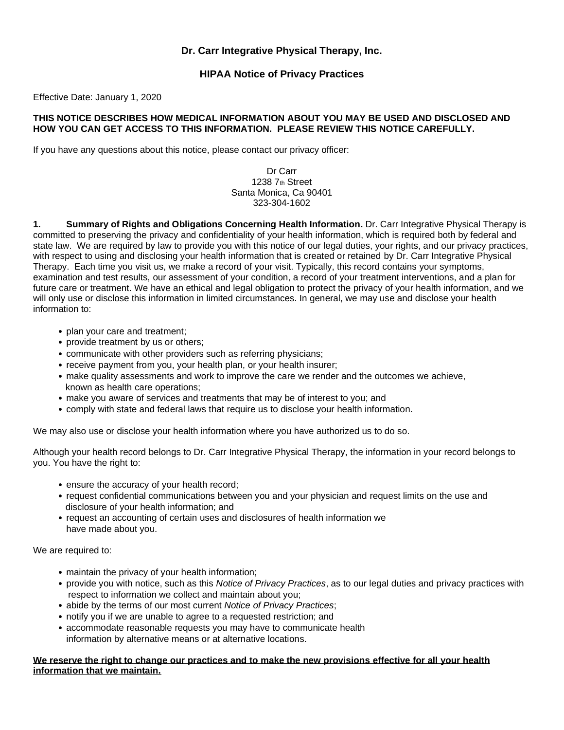## Dr. Carr Integrative Physical Therapy, Inc.

### HIPAA Notice of Privacy Practices

Effective Date: January 1, 2020

**THIS NOTICE DESCRIBES HOW MEDICAL INFORMATION ABOUT YOU MAY BE USED AND DISCLOSED AND HOW YOU CAN GET ACCESS TO THIS INFORMATION. PLEASE REVIEW THIS NOTICE CAREFULLY.**

If you have any questions about this notice, please contact our privacy officer:

Dr Carr
1238 7th Street
Santa Monica, Ca 90401
323-304-1602

**1. Summary of Rights and Obligations Concerning Health Information.** Dr. Carr Integrative Physical Therapy is committed to preserving the privacy and confidentiality of your health information, which is required both by federal and state law. We are required by law to provide you with this notice of our legal duties, your rights, and our privacy practices, with respect to using and disclosing your health information that is created or retained by Dr. Carr Integrative Physical Therapy. Each time you visit us, we make a record of your visit. Typically, this record contains your symptoms, examination and test results, our assessment of your condition, a record of your treatment interventions, and a plan for future care or treatment. We have an ethical and legal obligation to protect the privacy of your health information, and we will only use or disclose this information in limited circumstances. In general, we may use and disclose your health information to:

- plan your care and treatment;
- provide treatment by us or others;
- communicate with other providers such as referring physicians;
- receive payment from you, your health plan, or your health insurer;
- make quality assessments and work to improve the care we render and the outcomes we achieve, known as health care operations;
- make you aware of services and treatments that may be of interest to you; and
- comply with state and federal laws that require us to disclose your health information.

We may also use or disclose your health information where you have authorized us to do so.

Although your health record belongs to Dr. Carr Integrative Physical Therapy, the information in your record belongs to you. You have the right to:

- ensure the accuracy of your health record;
- request confidential communications between you and your physician and request limits on the use and disclosure of your health information; and
- request an accounting of certain uses and disclosures of health information we have made about you.

We are required to:

- maintain the privacy of your health information;
- provide you with notice, such as this *Notice of Privacy Practices*, as to our legal duties and privacy practices with respect to information we collect and maintain about you;
- abide by the terms of our most current *Notice of Privacy Practices*;
- notify you if we are unable to agree to a requested restriction; and
- accommodate reasonable requests you may have to communicate health information by alternative means or at alternative locations.

<u>**We reserve the right to change our practices and to make the new provisions effective for all your health information that we maintain.**</u>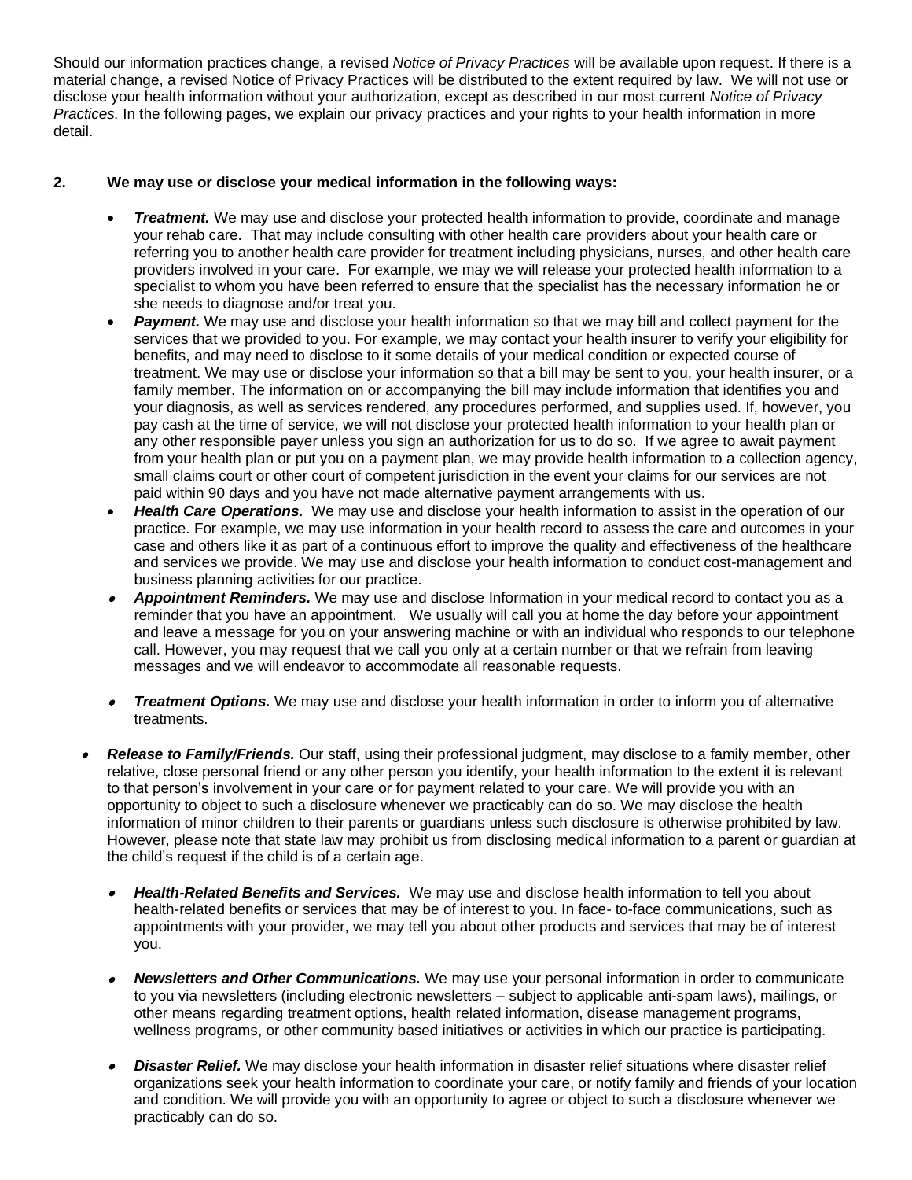Should our information practices change, a revised *Notice of Privacy Practices* will be available upon request. If there is a material change, a revised Notice of Privacy Practices will be distributed to the extent required by law. We will not use or disclose your health information without your authorization, except as described in our most current *Notice of Privacy Practices.* In the following pages, we explain our privacy practices and your rights to your health information in more detail.

**2. We may use or disclose your medical information in the following ways:**

- ***Treatment.*** We may use and disclose your protected health information to provide, coordinate and manage your rehab care. That may include consulting with other health care providers about your health care or referring you to another health care provider for treatment including physicians, nurses, and other health care providers involved in your care. For example, we may we will release your protected health information to a specialist to whom you have been referred to ensure that the specialist has the necessary information he or she needs to diagnose and/or treat you.
- ***Payment.*** We may use and disclose your health information so that we may bill and collect payment for the services that we provided to you. For example, we may contact your health insurer to verify your eligibility for benefits, and may need to disclose to it some details of your medical condition or expected course of treatment. We may use or disclose your information so that a bill may be sent to you, your health insurer, or a family member. The information on or accompanying the bill may include information that identifies you and your diagnosis, as well as services rendered, any procedures performed, and supplies used. If, however, you pay cash at the time of service, we will not disclose your protected health information to your health plan or any other responsible payer unless you sign an authorization for us to do so. If we agree to await payment from your health plan or put you on a payment plan, we may provide health information to a collection agency, small claims court or other court of competent jurisdiction in the event your claims for our services are not paid within 90 days and you have not made alternative payment arrangements with us.
- ***Health Care Operations.*** We may use and disclose your health information to assist in the operation of our practice. For example, we may use information in your health record to assess the care and outcomes in your case and others like it as part of a continuous effort to improve the quality and effectiveness of the healthcare and services we provide. We may use and disclose your health information to conduct cost-management and business planning activities for our practice.
- ***Appointment Reminders.*** We may use and disclose Information in your medical record to contact you as a reminder that you have an appointment. We usually will call you at home the day before your appointment and leave a message for you on your answering machine or with an individual who responds to our telephone call. However, you may request that we call you only at a certain number or that we refrain from leaving messages and we will endeavor to accommodate all reasonable requests.
- ***Treatment Options.*** We may use and disclose your health information in order to inform you of alternative treatments.
- ***Release to Family/Friends.*** Our staff, using their professional judgment, may disclose to a family member, other relative, close personal friend or any other person you identify, your health information to the extent it is relevant to that person's involvement in your care or for payment related to your care. We will provide you with an opportunity to object to such a disclosure whenever we practicably can do so. We may disclose the health information of minor children to their parents or guardians unless such disclosure is otherwise prohibited by law. However, please note that state law may prohibit us from disclosing medical information to a parent or guardian at the child's request if the child is of a certain age.
- ***Health-Related Benefits and Services.*** We may use and disclose health information to tell you about health-related benefits or services that may be of interest to you. In face- to-face communications, such as appointments with your provider, we may tell you about other products and services that may be of interest you.
- ***Newsletters and Other Communications.*** We may use your personal information in order to communicate to you via newsletters (including electronic newsletters – subject to applicable anti-spam laws), mailings, or other means regarding treatment options, health related information, disease management programs, wellness programs, or other community based initiatives or activities in which our practice is participating.
- ***Disaster Relief.*** We may disclose your health information in disaster relief situations where disaster relief organizations seek your health information to coordinate your care, or notify family and friends of your location and condition. We will provide you with an opportunity to agree or object to such a disclosure whenever we practicably can do so.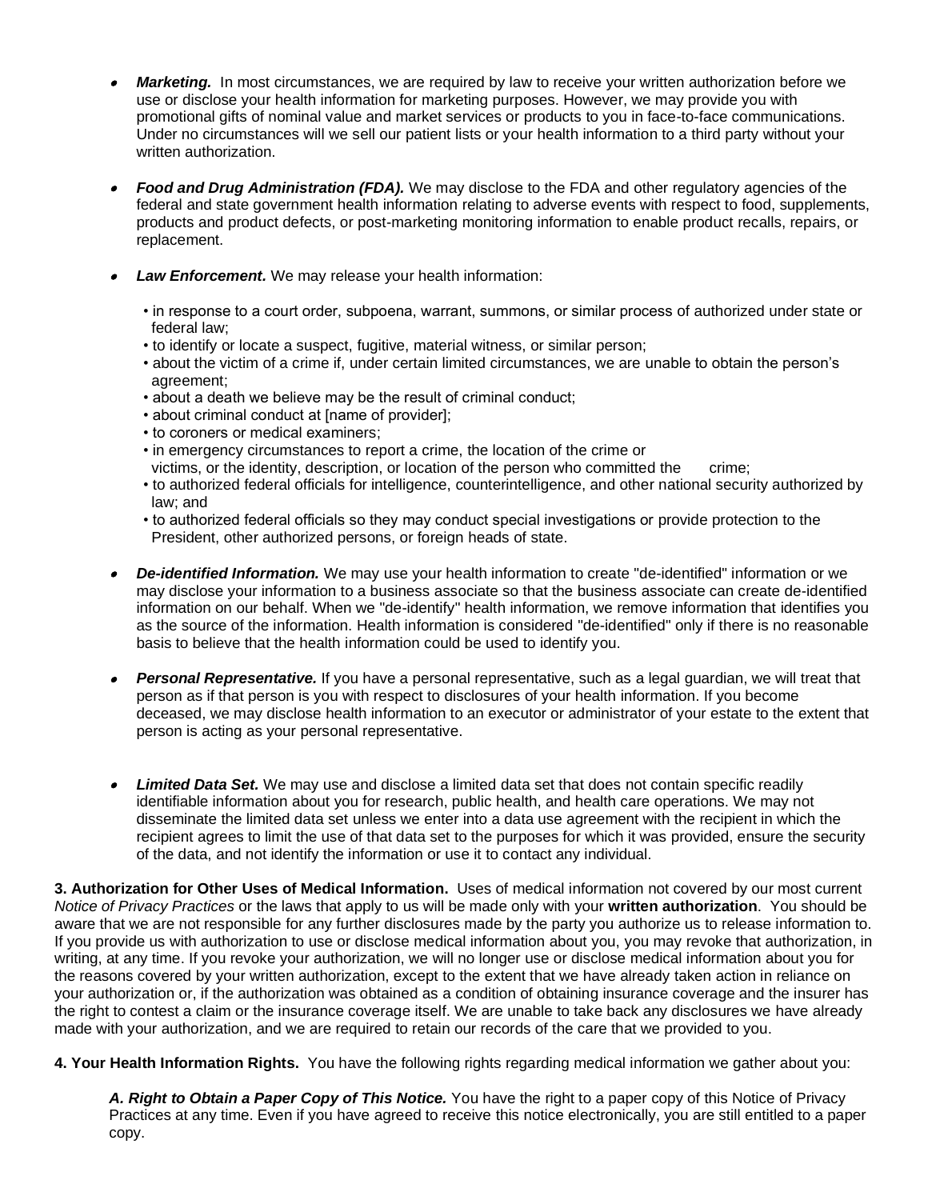- ***Marketing.*** In most circumstances, we are required by law to receive your written authorization before we use or disclose your health information for marketing purposes. However, we may provide you with promotional gifts of nominal value and market services or products to you in face-to-face communications. Under no circumstances will we sell our patient lists or your health information to a third party without your written authorization.

- ***Food and Drug Administration (FDA).*** We may disclose to the FDA and other regulatory agencies of the federal and state government health information relating to adverse events with respect to food, supplements, products and product defects, or post-marketing monitoring information to enable product recalls, repairs, or replacement.

- ***Law Enforcement.*** We may release your health information:

  - in response to a court order, subpoena, warrant, summons, or similar process of authorized under state or federal law;
  - to identify or locate a suspect, fugitive, material witness, or similar person;
  - about the victim of a crime if, under certain limited circumstances, we are unable to obtain the person's agreement;
  - about a death we believe may be the result of criminal conduct;
  - about criminal conduct at [name of provider];
  - to coroners or medical examiners;
  - in emergency circumstances to report a crime, the location of the crime or victims, or the identity, description, or location of the person who committed the crime;
  - to authorized federal officials for intelligence, counterintelligence, and other national security authorized by law; and
  - to authorized federal officials so they may conduct special investigations or provide protection to the President, other authorized persons, or foreign heads of state.

- ***De-identified Information.*** We may use your health information to create "de-identified" information or we may disclose your information to a business associate so that the business associate can create de-identified information on our behalf. When we "de-identify" health information, we remove information that identifies you as the source of the information. Health information is considered "de-identified" only if there is no reasonable basis to believe that the health information could be used to identify you.

- ***Personal Representative.*** If you have a personal representative, such as a legal guardian, we will treat that person as if that person is you with respect to disclosures of your health information. If you become deceased, we may disclose health information to an executor or administrator of your estate to the extent that person is acting as your personal representative.

- ***Limited Data Set.*** We may use and disclose a limited data set that does not contain specific readily identifiable information about you for research, public health, and health care operations. We may not disseminate the limited data set unless we enter into a data use agreement with the recipient in which the recipient agrees to limit the use of that data set to the purposes for which it was provided, ensure the security of the data, and not identify the information or use it to contact any individual.

**3. Authorization for Other Uses of Medical Information.** Uses of medical information not covered by our most current *Notice of Privacy Practices* or the laws that apply to us will be made only with your **written authorization**. You should be aware that we are not responsible for any further disclosures made by the party you authorize us to release information to. If you provide us with authorization to use or disclose medical information about you, you may revoke that authorization, in writing, at any time. If you revoke your authorization, we will no longer use or disclose medical information about you for the reasons covered by your written authorization, except to the extent that we have already taken action in reliance on your authorization or, if the authorization was obtained as a condition of obtaining insurance coverage and the insurer has the right to contest a claim or the insurance coverage itself. We are unable to take back any disclosures we have already made with your authorization, and we are required to retain our records of the care that we provided to you.

**4. Your Health Information Rights.** You have the following rights regarding medical information we gather about you:

***A. Right to Obtain a Paper Copy of This Notice.*** You have the right to a paper copy of this Notice of Privacy Practices at any time. Even if you have agreed to receive this notice electronically, you are still entitled to a paper copy.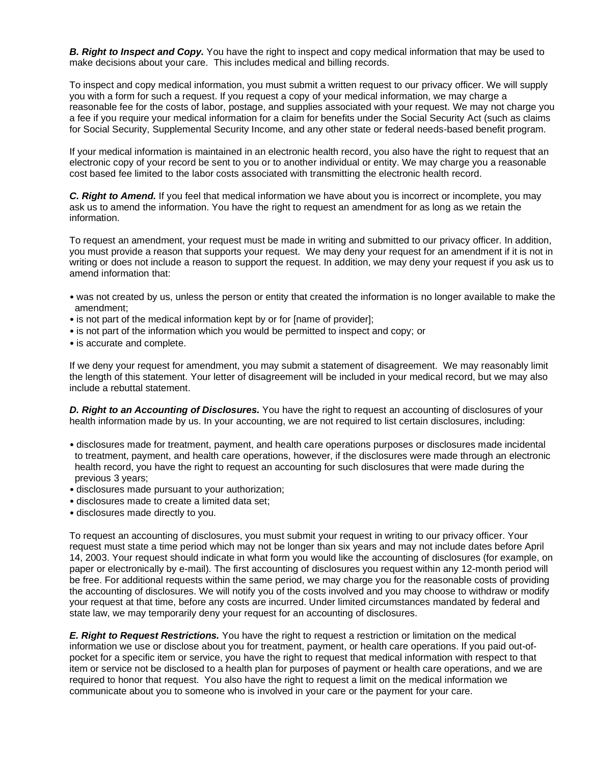***B. Right to Inspect and Copy.*** You have the right to inspect and copy medical information that may be used to make decisions about your care. This includes medical and billing records.

To inspect and copy medical information, you must submit a written request to our privacy officer. We will supply you with a form for such a request. If you request a copy of your medical information, we may charge a reasonable fee for the costs of labor, postage, and supplies associated with your request. We may not charge you a fee if you require your medical information for a claim for benefits under the Social Security Act (such as claims for Social Security, Supplemental Security Income, and any other state or federal needs-based benefit program.

If your medical information is maintained in an electronic health record, you also have the right to request that an electronic copy of your record be sent to you or to another individual or entity. We may charge you a reasonable cost based fee limited to the labor costs associated with transmitting the electronic health record.

***C. Right to Amend.*** If you feel that medical information we have about you is incorrect or incomplete, you may ask us to amend the information. You have the right to request an amendment for as long as we retain the information.

To request an amendment, your request must be made in writing and submitted to our privacy officer. In addition, you must provide a reason that supports your request. We may deny your request for an amendment if it is not in writing or does not include a reason to support the request. In addition, we may deny your request if you ask us to amend information that:

- was not created by us, unless the person or entity that created the information is no longer available to make the amendment;
- is not part of the medical information kept by or for [name of provider];
- is not part of the information which you would be permitted to inspect and copy; or
- is accurate and complete.

If we deny your request for amendment, you may submit a statement of disagreement. We may reasonably limit the length of this statement. Your letter of disagreement will be included in your medical record, but we may also include a rebuttal statement.

***D. Right to an Accounting of Disclosures.*** You have the right to request an accounting of disclosures of your health information made by us. In your accounting, we are not required to list certain disclosures, including:

- disclosures made for treatment, payment, and health care operations purposes or disclosures made incidental to treatment, payment, and health care operations, however, if the disclosures were made through an electronic health record, you have the right to request an accounting for such disclosures that were made during the previous 3 years;
- disclosures made pursuant to your authorization;
- disclosures made to create a limited data set;
- disclosures made directly to you.

To request an accounting of disclosures, you must submit your request in writing to our privacy officer. Your request must state a time period which may not be longer than six years and may not include dates before April 14, 2003. Your request should indicate in what form you would like the accounting of disclosures (for example, on paper or electronically by e-mail). The first accounting of disclosures you request within any 12-month period will be free. For additional requests within the same period, we may charge you for the reasonable costs of providing the accounting of disclosures. We will notify you of the costs involved and you may choose to withdraw or modify your request at that time, before any costs are incurred. Under limited circumstances mandated by federal and state law, we may temporarily deny your request for an accounting of disclosures.

***E. Right to Request Restrictions.*** You have the right to request a restriction or limitation on the medical information we use or disclose about you for treatment, payment, or health care operations. If you paid out-of-pocket for a specific item or service, you have the right to request that medical information with respect to that item or service not be disclosed to a health plan for purposes of payment or health care operations, and we are required to honor that request. You also have the right to request a limit on the medical information we communicate about you to someone who is involved in your care or the payment for your care.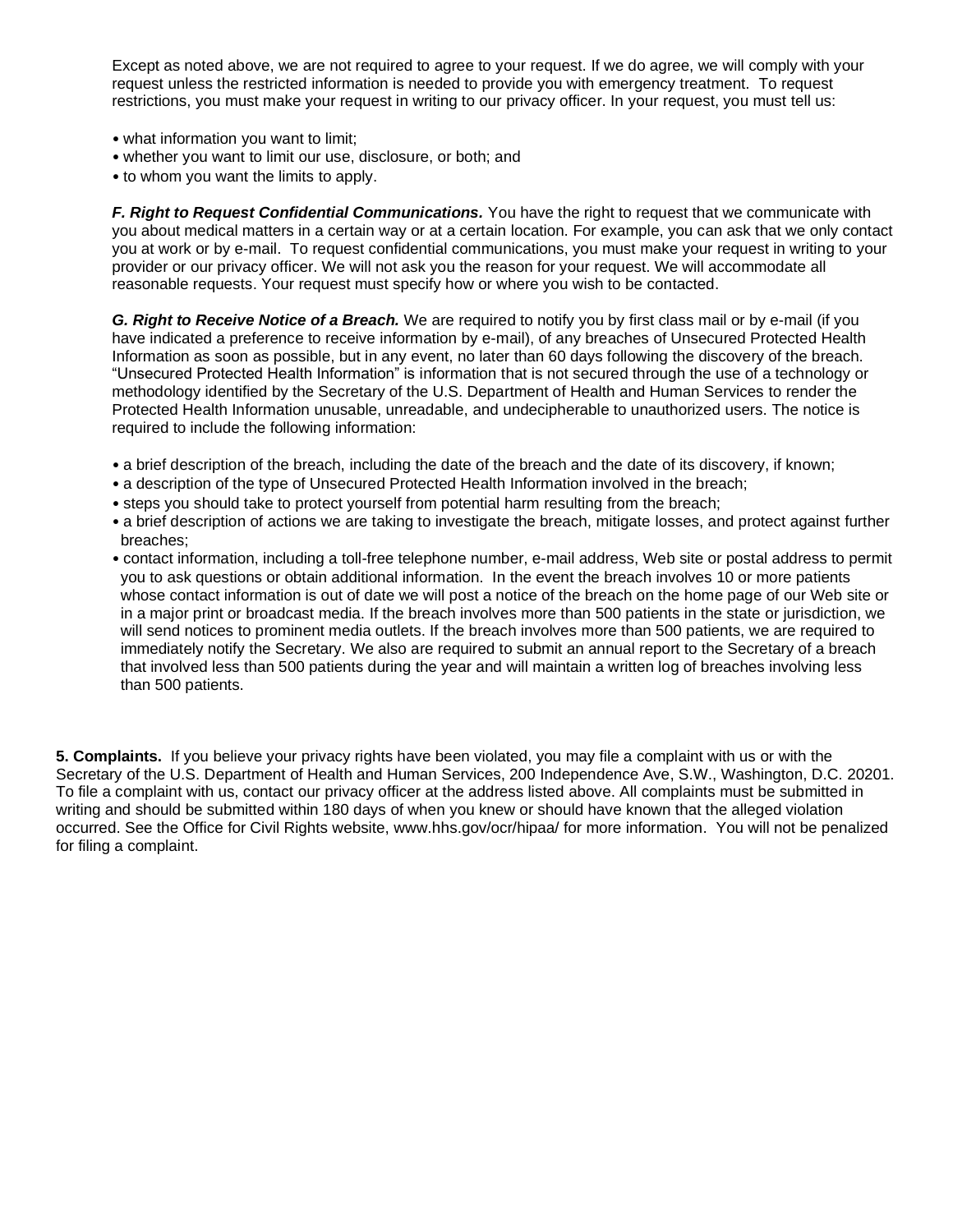Except as noted above, we are not required to agree to your request. If we do agree, we will comply with your request unless the restricted information is needed to provide you with emergency treatment. To request restrictions, you must make your request in writing to our privacy officer. In your request, you must tell us:

- what information you want to limit;
- whether you want to limit our use, disclosure, or both; and
- to whom you want the limits to apply.

***F. Right to Request Confidential Communications.*** You have the right to request that we communicate with you about medical matters in a certain way or at a certain location. For example, you can ask that we only contact you at work or by e-mail. To request confidential communications, you must make your request in writing to your provider or our privacy officer. We will not ask you the reason for your request. We will accommodate all reasonable requests. Your request must specify how or where you wish to be contacted.

***G. Right to Receive Notice of a Breach.*** We are required to notify you by first class mail or by e-mail (if you have indicated a preference to receive information by e-mail), of any breaches of Unsecured Protected Health Information as soon as possible, but in any event, no later than 60 days following the discovery of the breach. "Unsecured Protected Health Information" is information that is not secured through the use of a technology or methodology identified by the Secretary of the U.S. Department of Health and Human Services to render the Protected Health Information unusable, unreadable, and undecipherable to unauthorized users. The notice is required to include the following information:

- a brief description of the breach, including the date of the breach and the date of its discovery, if known;
- a description of the type of Unsecured Protected Health Information involved in the breach;
- steps you should take to protect yourself from potential harm resulting from the breach;
- a brief description of actions we are taking to investigate the breach, mitigate losses, and protect against further breaches;
- contact information, including a toll-free telephone number, e-mail address, Web site or postal address to permit you to ask questions or obtain additional information. In the event the breach involves 10 or more patients whose contact information is out of date we will post a notice of the breach on the home page of our Web site or in a major print or broadcast media. If the breach involves more than 500 patients in the state or jurisdiction, we will send notices to prominent media outlets. If the breach involves more than 500 patients, we are required to immediately notify the Secretary. We also are required to submit an annual report to the Secretary of a breach that involved less than 500 patients during the year and will maintain a written log of breaches involving less than 500 patients.

**5. Complaints.** If you believe your privacy rights have been violated, you may file a complaint with us or with the Secretary of the U.S. Department of Health and Human Services, 200 Independence Ave, S.W., Washington, D.C. 20201. To file a complaint with us, contact our privacy officer at the address listed above. All complaints must be submitted in writing and should be submitted within 180 days of when you knew or should have known that the alleged violation occurred. See the Office for Civil Rights website, www.hhs.gov/ocr/hipaa/ for more information. You will not be penalized for filing a complaint.